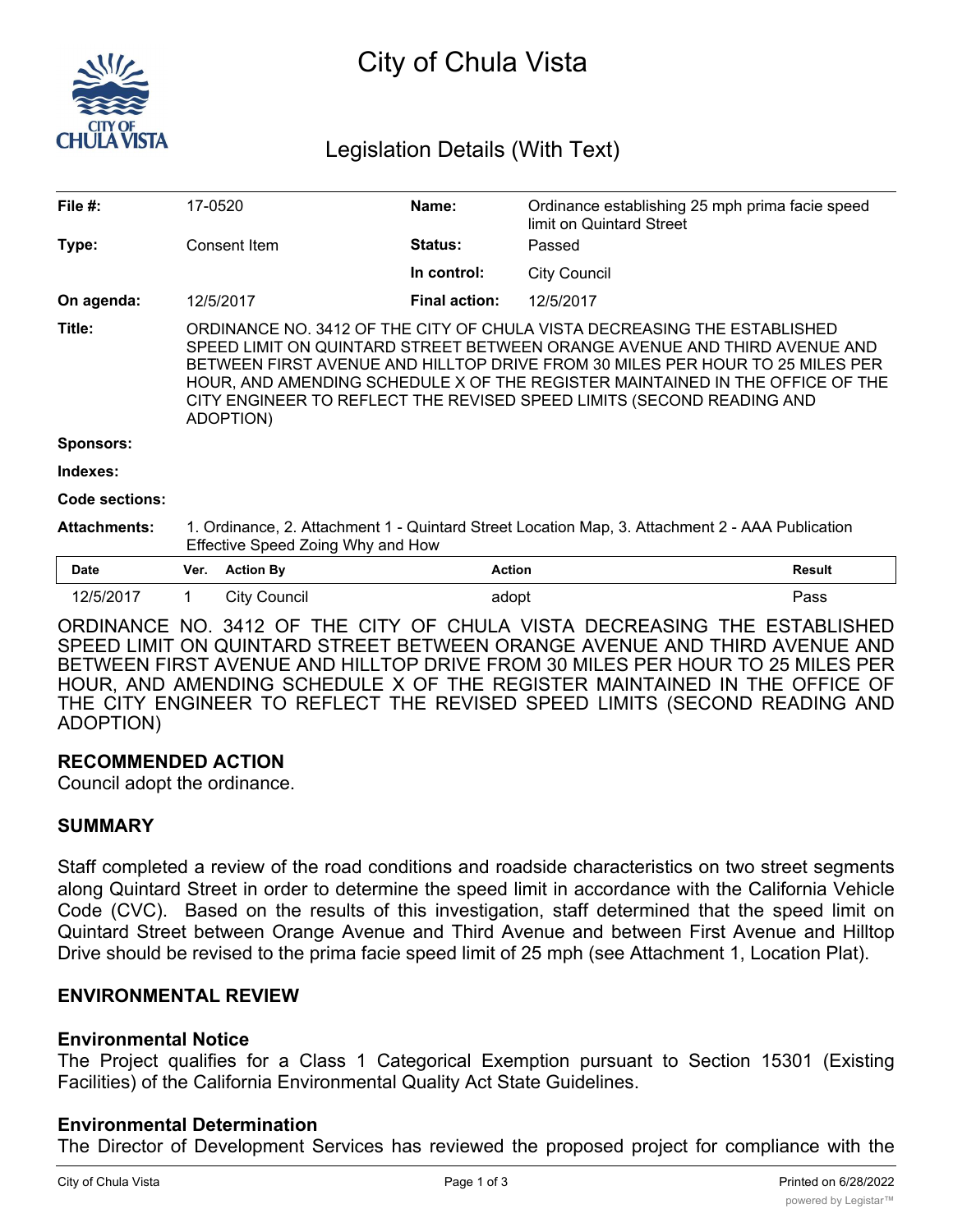# City of Chula Vista

## Legislation Details (With Text)

| | | | |
|---|---|---|---|
| **File #:** | 17-0520 | **Name:** | Ordinance establishing 25 mph prima facie speed limit on Quintard Street |
| **Type:** | Consent Item | **Status:** | Passed |
| | | **In control:** | City Council |
| **On agenda:** | 12/5/2017 | **Final action:** | 12/5/2017 |

**Title:** ORDINANCE NO. 3412 OF THE CITY OF CHULA VISTA DECREASING THE ESTABLISHED SPEED LIMIT ON QUINTARD STREET BETWEEN ORANGE AVENUE AND THIRD AVENUE AND BETWEEN FIRST AVENUE AND HILLTOP DRIVE FROM 30 MILES PER HOUR TO 25 MILES PER HOUR, AND AMENDING SCHEDULE X OF THE REGISTER MAINTAINED IN THE OFFICE OF THE CITY ENGINEER TO REFLECT THE REVISED SPEED LIMITS (SECOND READING AND ADOPTION)

**Sponsors:**

**Indexes:**

**Code sections:**

**Attachments:** 1. Ordinance, 2. Attachment 1 - Quintard Street Location Map, 3. Attachment 2 - AAA Publication Effective Speed Zoing Why and How

| Date | Ver. | Action By | Action | Result |
|---|---|---|---|---|
| 12/5/2017 | 1 | City Council | adopt | Pass |

ORDINANCE NO. 3412 OF THE CITY OF CHULA VISTA DECREASING THE ESTABLISHED SPEED LIMIT ON QUINTARD STREET BETWEEN ORANGE AVENUE AND THIRD AVENUE AND BETWEEN FIRST AVENUE AND HILLTOP DRIVE FROM 30 MILES PER HOUR TO 25 MILES PER HOUR, AND AMENDING SCHEDULE X OF THE REGISTER MAINTAINED IN THE OFFICE OF THE CITY ENGINEER TO REFLECT THE REVISED SPEED LIMITS (SECOND READING AND ADOPTION)

### RECOMMENDED ACTION

Council adopt the ordinance.

### SUMMARY

Staff completed a review of the road conditions and roadside characteristics on two street segments along Quintard Street in order to determine the speed limit in accordance with the California Vehicle Code (CVC). Based on the results of this investigation, staff determined that the speed limit on Quintard Street between Orange Avenue and Third Avenue and between First Avenue and Hilltop Drive should be revised to the prima facie speed limit of 25 mph (see Attachment 1, Location Plat).

### ENVIRONMENTAL REVIEW

#### Environmental Notice

The Project qualifies for a Class 1 Categorical Exemption pursuant to Section 15301 (Existing Facilities) of the California Environmental Quality Act State Guidelines.

#### Environmental Determination

The Director of Development Services has reviewed the proposed project for compliance with the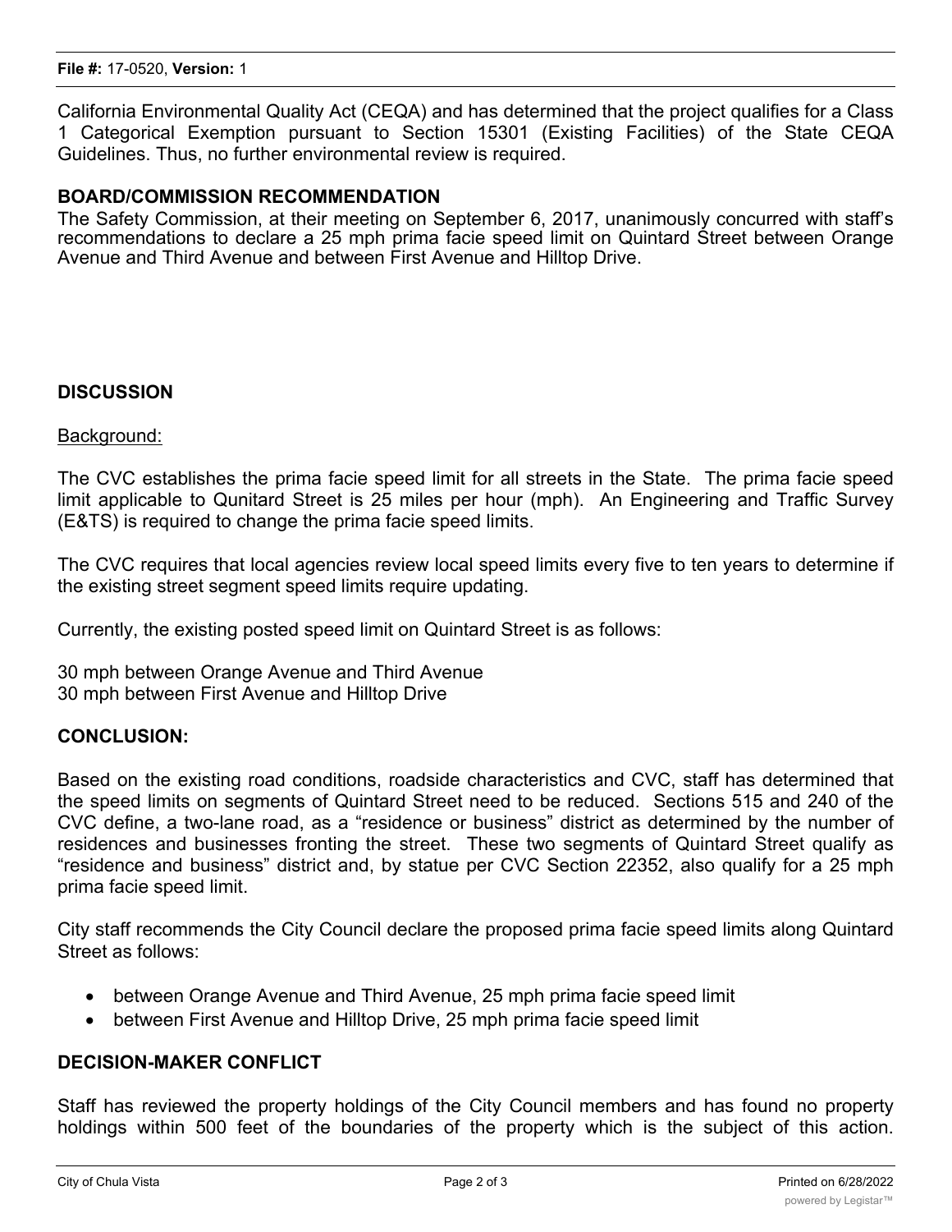California Environmental Quality Act (CEQA) and has determined that the project qualifies for a Class 1 Categorical Exemption pursuant to Section 15301 (Existing Facilities) of the State CEQA Guidelines. Thus, no further environmental review is required.

**BOARD/COMMISSION RECOMMENDATION**

The Safety Commission, at their meeting on September 6, 2017, unanimously concurred with staff's recommendations to declare a 25 mph prima facie speed limit on Quintard Street between Orange Avenue and Third Avenue and between First Avenue and Hilltop Drive.

**DISCUSSION**

Background:

The CVC establishes the prima facie speed limit for all streets in the State. The prima facie speed limit applicable to Qunitard Street is 25 miles per hour (mph). An Engineering and Traffic Survey (E&TS) is required to change the prima facie speed limits.

The CVC requires that local agencies review local speed limits every five to ten years to determine if the existing street segment speed limits require updating.

Currently, the existing posted speed limit on Quintard Street is as follows:

30 mph between Orange Avenue and Third Avenue
30 mph between First Avenue and Hilltop Drive

**CONCLUSION:**

Based on the existing road conditions, roadside characteristics and CVC, staff has determined that the speed limits on segments of Quintard Street need to be reduced. Sections 515 and 240 of the CVC define, a two-lane road, as a "residence or business" district as determined by the number of residences and businesses fronting the street. These two segments of Quintard Street qualify as "residence and business" district and, by statue per CVC Section 22352, also qualify for a 25 mph prima facie speed limit.

City staff recommends the City Council declare the proposed prima facie speed limits along Quintard Street as follows:

- between Orange Avenue and Third Avenue, 25 mph prima facie speed limit
- between First Avenue and Hilltop Drive, 25 mph prima facie speed limit

**DECISION-MAKER CONFLICT**

Staff has reviewed the property holdings of the City Council members and has found no property holdings within 500 feet of the boundaries of the property which is the subject of this action.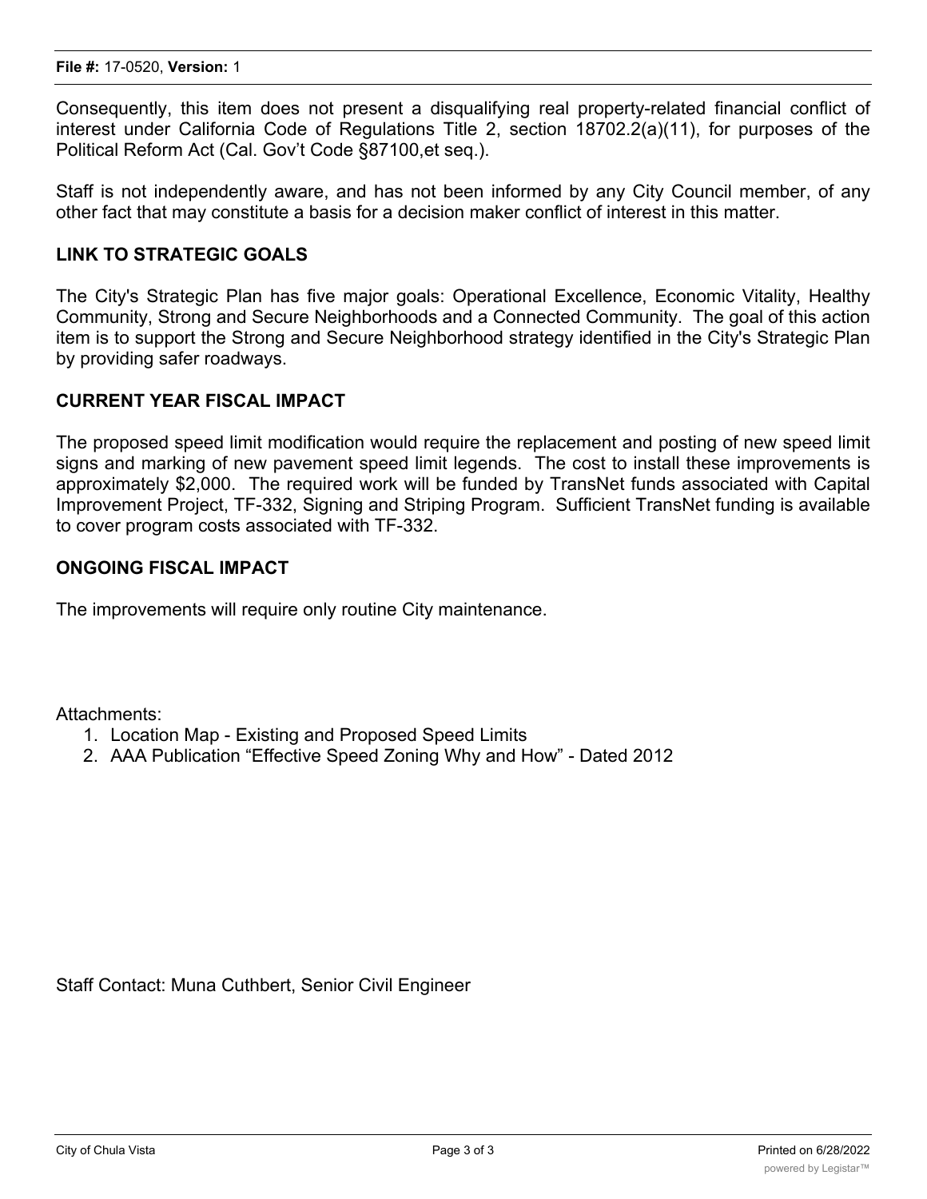Consequently, this item does not present a disqualifying real property-related financial conflict of interest under California Code of Regulations Title 2, section 18702.2(a)(11), for purposes of the Political Reform Act (Cal. Gov't Code §87100,et seq.).

Staff is not independently aware, and has not been informed by any City Council member, of any other fact that may constitute a basis for a decision maker conflict of interest in this matter.

## LINK TO STRATEGIC GOALS

The City's Strategic Plan has five major goals: Operational Excellence, Economic Vitality, Healthy Community, Strong and Secure Neighborhoods and a Connected Community. The goal of this action item is to support the Strong and Secure Neighborhood strategy identified in the City's Strategic Plan by providing safer roadways.

## CURRENT YEAR FISCAL IMPACT

The proposed speed limit modification would require the replacement and posting of new speed limit signs and marking of new pavement speed limit legends. The cost to install these improvements is approximately $2,000. The required work will be funded by TransNet funds associated with Capital Improvement Project, TF-332, Signing and Striping Program. Sufficient TransNet funding is available to cover program costs associated with TF-332.

## ONGOING FISCAL IMPACT

The improvements will require only routine City maintenance.

Attachments:

1. Location Map - Existing and Proposed Speed Limits
2. AAA Publication "Effective Speed Zoning Why and How" - Dated 2012

Staff Contact: Muna Cuthbert, Senior Civil Engineer